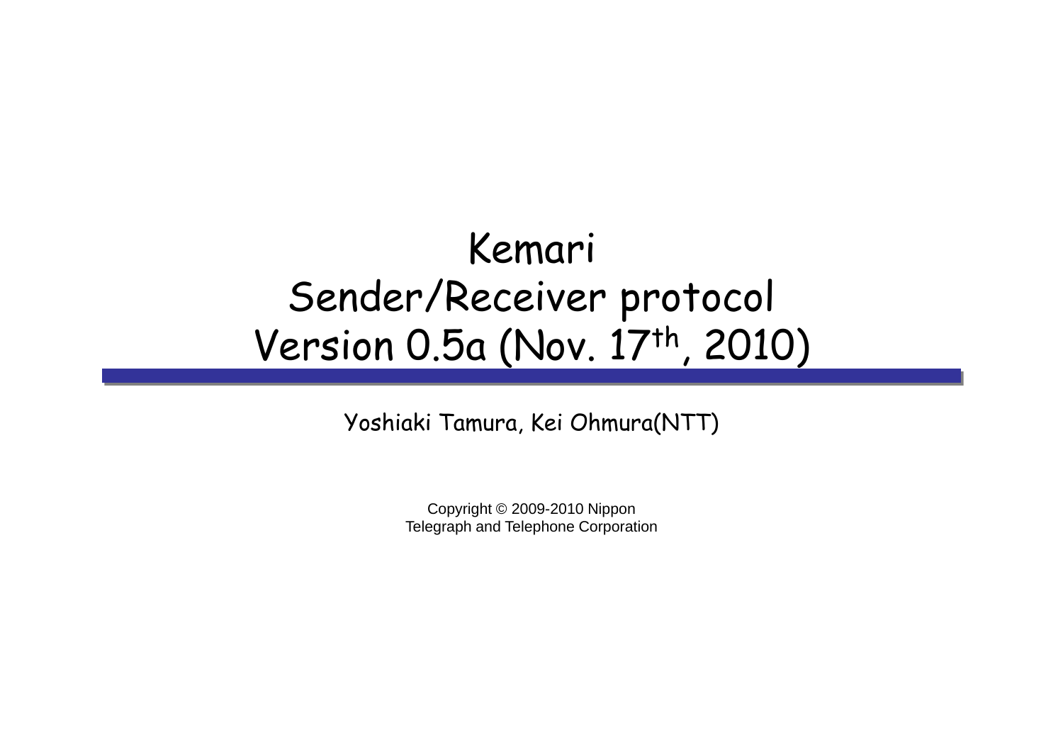# Kemari
# Sender/Receiver protocol
# Version 0.5a (Nov. 17th, 2010)

Yoshiaki Tamura, Kei Ohmura(NTT)

Copyright © 2009-2010 Nippon Telegraph and Telephone Corporation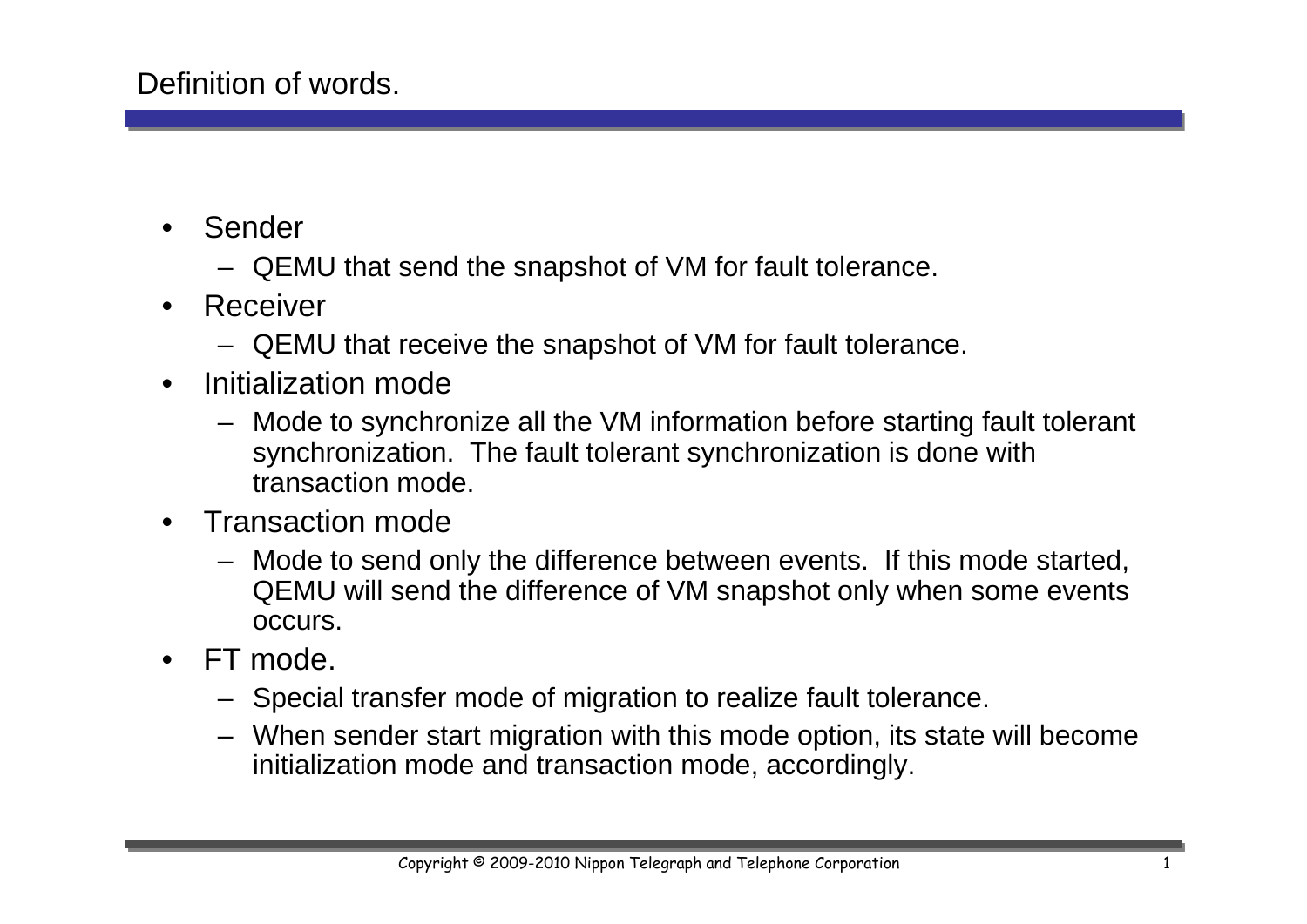# Definition of words.

- Sender
  - QEMU that send the snapshot of VM for fault tolerance.
- Receiver
  - QEMU that receive the snapshot of VM for fault tolerance.
- Initialization mode
  - Mode to synchronize all the VM information before starting fault tolerant synchronization. The fault tolerant synchronization is done with transaction mode.
- Transaction mode
  - Mode to send only the difference between events. If this mode started, QEMU will send the difference of VM snapshot only when some events occurs.
- FT mode.
  - Special transfer mode of migration to realize fault tolerance.
  - When sender start migration with this mode option, its state will become initialization mode and transaction mode, accordingly.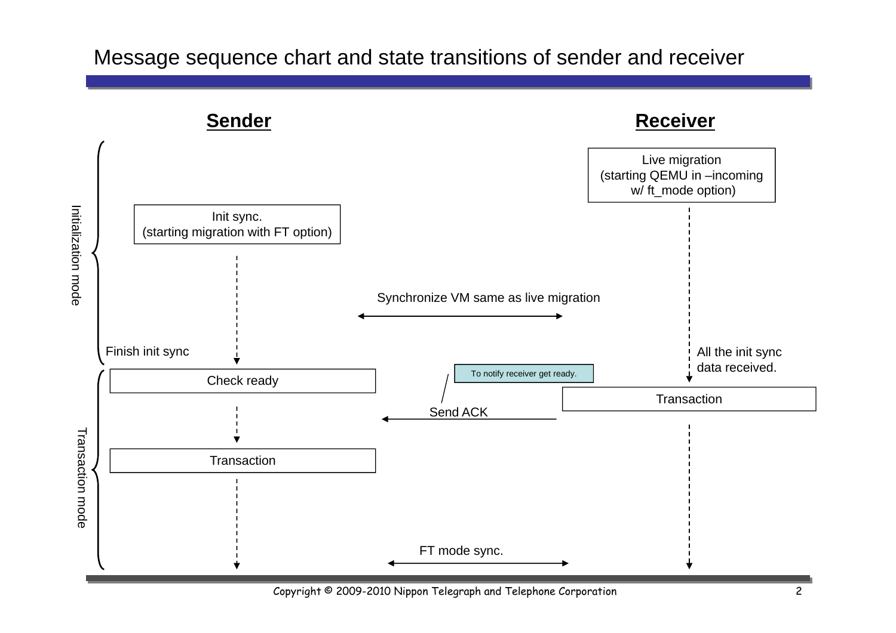# Message sequence chart and state transitions of sender and receiver

**Sender**

**Receiver**

**Initialization mode**

- Receiver: Live migration (starting QEMU in –incoming w/ ft_mode option)
- Sender: Init sync. (starting migration with FT option)
- Synchronize VM same as live migration
- Sender: Finish init sync
- Receiver: All the init sync data received.

**Transaction mode**

- Sender: Check ready
- Receiver: Transaction
- Send ACK (To notify receiver get ready.)
- Sender: Transaction
- FT mode sync.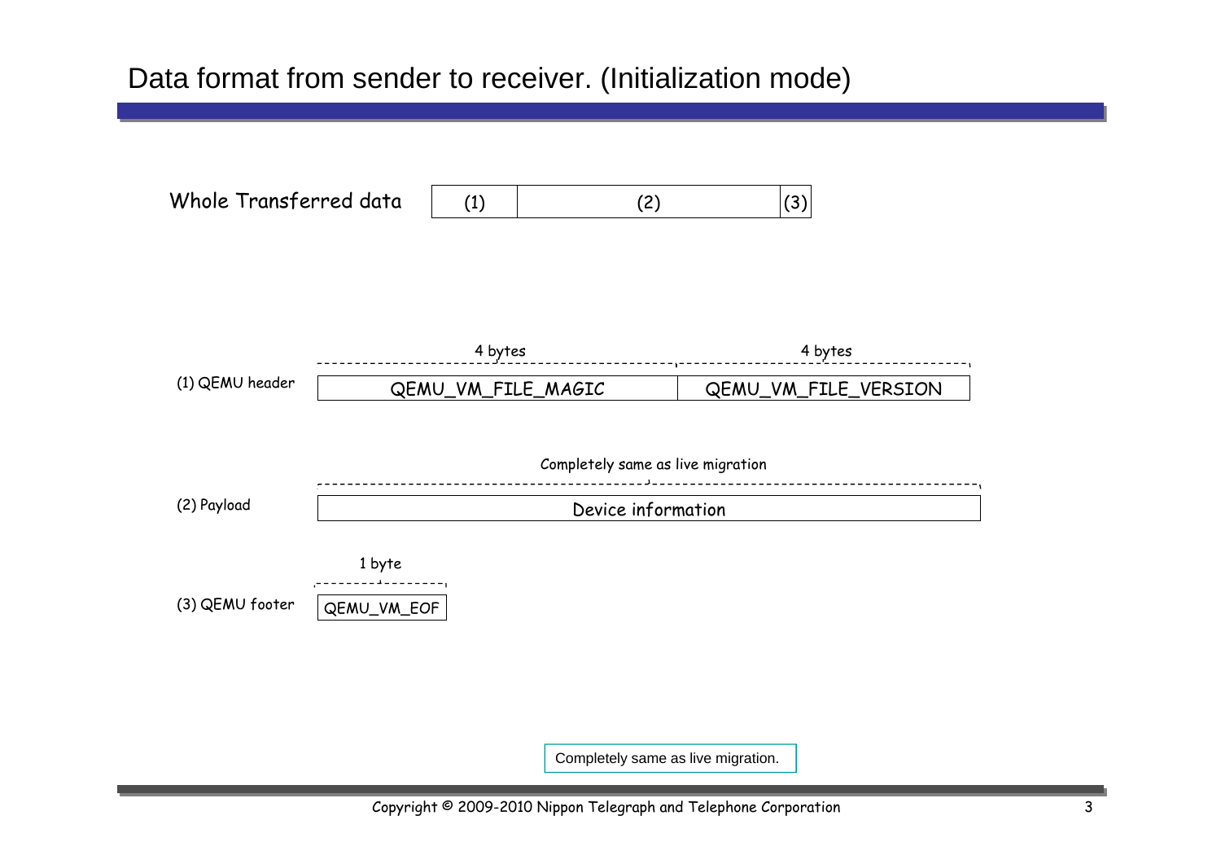# Data format from sender to receiver. (Initialization mode)

Whole Transferred data

| (1) | (2) | (3) |
|---|---|---|

(1) QEMU header

| 4 bytes | 4 bytes |
|---|---|
| QEMU_VM_FILE_MAGIC | QEMU_VM_FILE_VERSION |

(2) Payload

| Completely same as live migration |
|---|
| Device information |

(3) QEMU footer

| 1 byte |
|---|
| QEMU_VM_EOF |

Completely same as live migration.

Copyright © 2009-2010 Nippon Telegraph and Telephone Corporation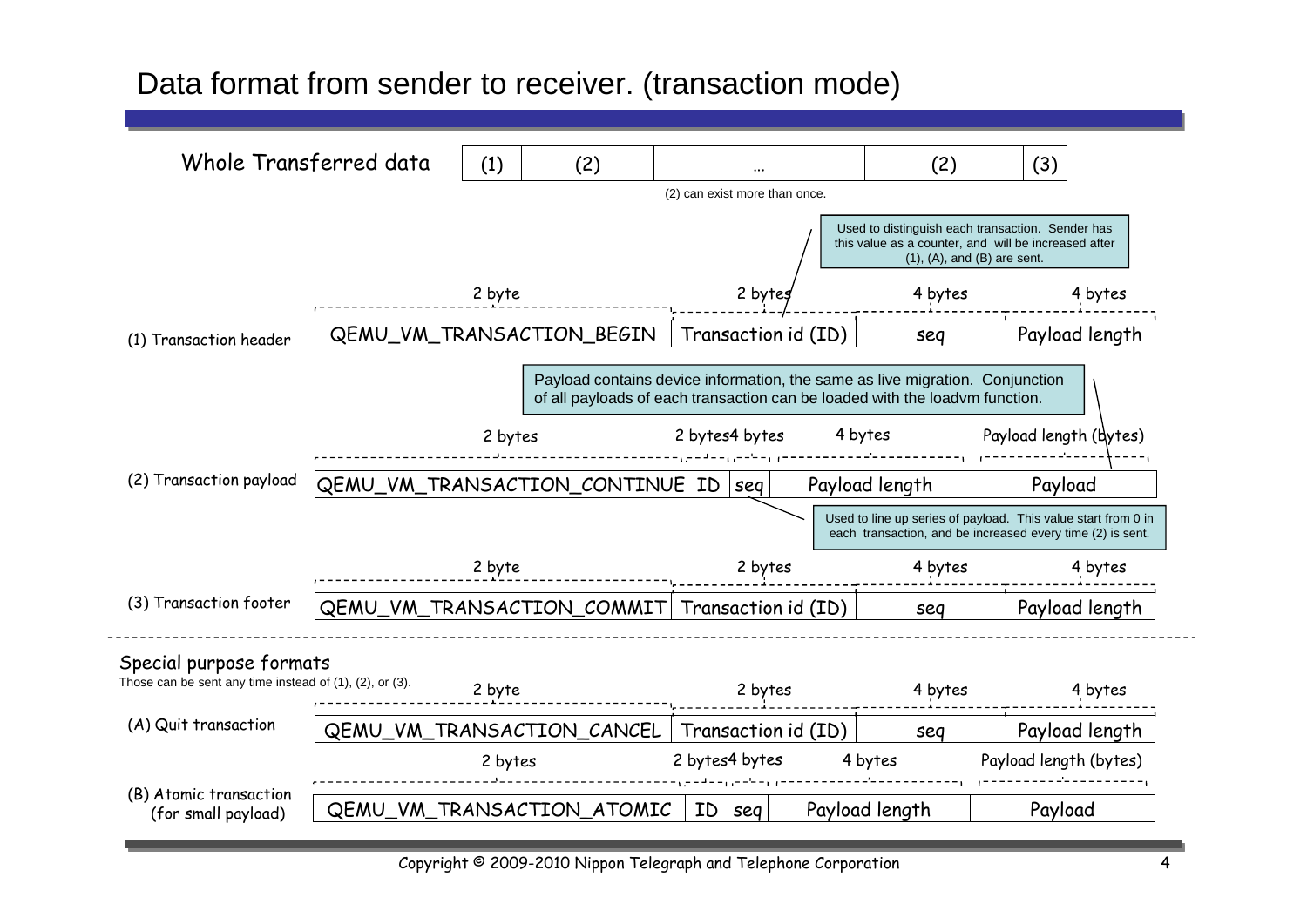# Data format from sender to receiver. (transaction mode)

**Whole Transferred data**

| (1) | (2) | … | (2) | (3) |
|---|---|---|---|---|

(2) can exist more than once.

> Used to distinguish each transaction. Sender has this value as a counter, and will be increased after (1), (A), and (B) are sent.

**(1) Transaction header**

| 2 byte | 2 bytes | 4 bytes | 4 bytes |
|---|---|---|---|
| QEMU_VM_TRANSACTION_BEGIN | Transaction id (ID) | seq | Payload length |

> Payload contains device information, the same as live migration. Conjunction of all payloads of each transaction can be loaded with the loadvm function.

**(2) Transaction payload**

| 2 bytes | 2 bytes | 4 bytes | 4 bytes | Payload length (bytes) |
|---|---|---|---|---|
| QEMU_VM_TRANSACTION_CONTINUE | ID | seq | Payload length | Payload |

> Used to line up series of payload. This value start from 0 in each transaction, and be increased every time (2) is sent.

**(3) Transaction footer**

| 2 byte | 2 bytes | 4 bytes | 4 bytes |
|---|---|---|---|
| QEMU_VM_TRANSACTION_COMMIT | Transaction id (ID) | seq | Payload length |

---

## Special purpose formats

Those can be sent any time instead of (1), (2), or (3).

**(A) Quit transaction**

| 2 byte | 2 bytes | 4 bytes | 4 bytes |
|---|---|---|---|
| QEMU_VM_TRANSACTION_CANCEL | Transaction id (ID) | seq | Payload length |

**(B) Atomic transaction (for small payload)**

| 2 bytes | 2 bytes | 4 bytes | 4 bytes | Payload length (bytes) |
|---|---|---|---|---|
| QEMU_VM_TRANSACTION_ATOMIC | ID | seq | Payload length | Payload |

Copyright © 2009-2010 Nippon Telegraph and Telephone Corporation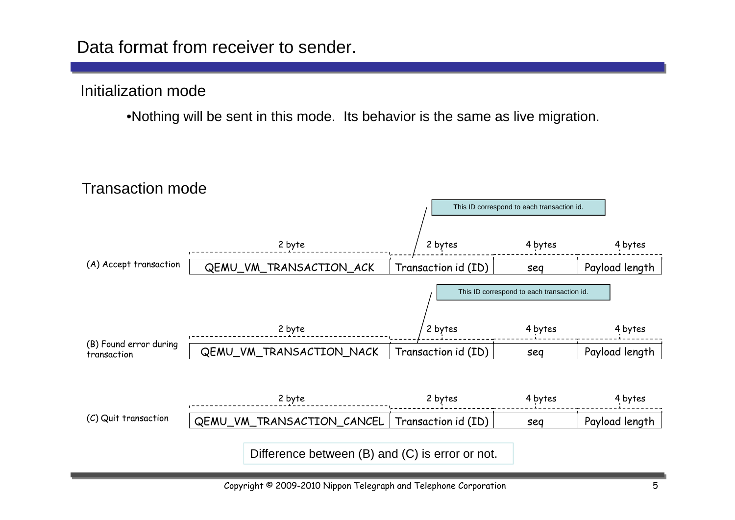# Data format from receiver to sender.

## Initialization mode

- Nothing will be sent in this mode. Its behavior is the same as live migration.

## Transaction mode

This ID correspond to each transaction id.

(A) Accept transaction

| 2 byte | 2 bytes | 4 bytes | 4 bytes |
|---|---|---|---|
| QEMU_VM_TRANSACTION_ACK | Transaction id (ID) | seq | Payload length |

This ID correspond to each transaction id.

(B) Found error during transaction

| 2 byte | 2 bytes | 4 bytes | 4 bytes |
|---|---|---|---|
| QEMU_VM_TRANSACTION_NACK | Transaction id (ID) | seq | Payload length |

(C) Quit transaction

| 2 byte | 2 bytes | 4 bytes | 4 bytes |
|---|---|---|---|
| QEMU_VM_TRANSACTION_CANCEL | Transaction id (ID) | seq | Payload length |

Difference between (B) and (C) is error or not.

Copyright © 2009-2010 Nippon Telegraph and Telephone Corporation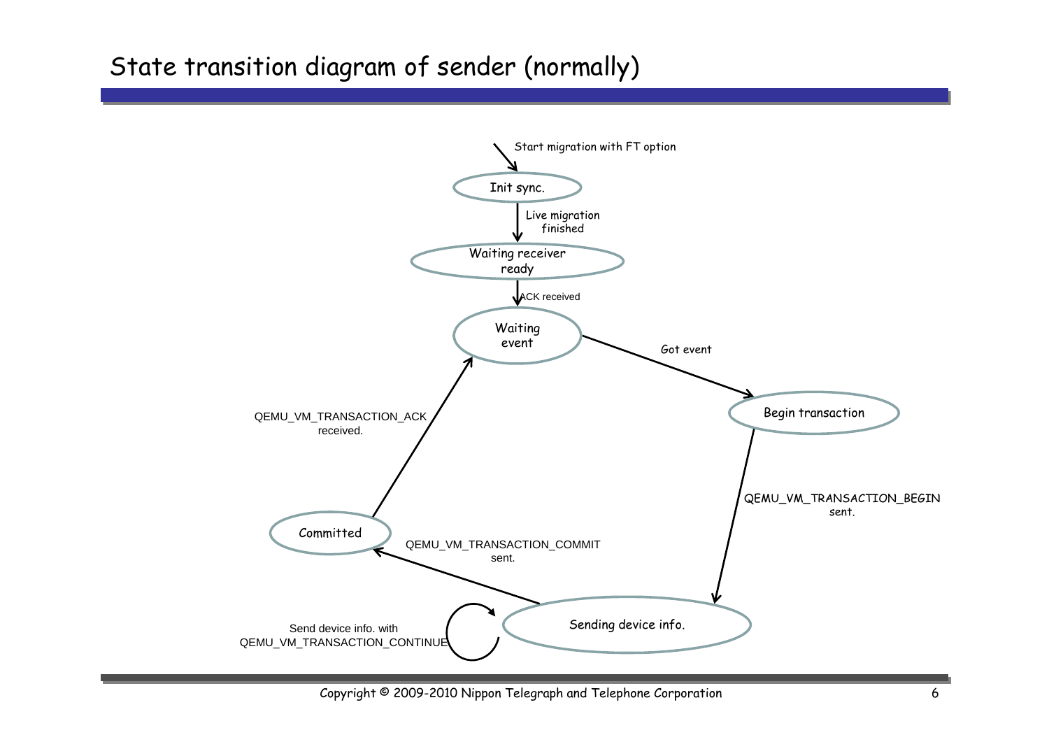# State transition diagram of sender (normally)

Start migration with FT option

Init sync.

Live migration finished

Waiting receiver ready

ACK received

Waiting event

Got event

Begin transaction

QEMU_VM_TRANSACTION_BEGIN sent.

Sending device info.

Send device info. with QEMU_VM_TRANSACTION_CONTINUE

QEMU_VM_TRANSACTION_COMMIT sent.

Committed

QEMU_VM_TRANSACTION_ACK received.

Copyright © 2009-2010 Nippon Telegraph and Telephone Corporation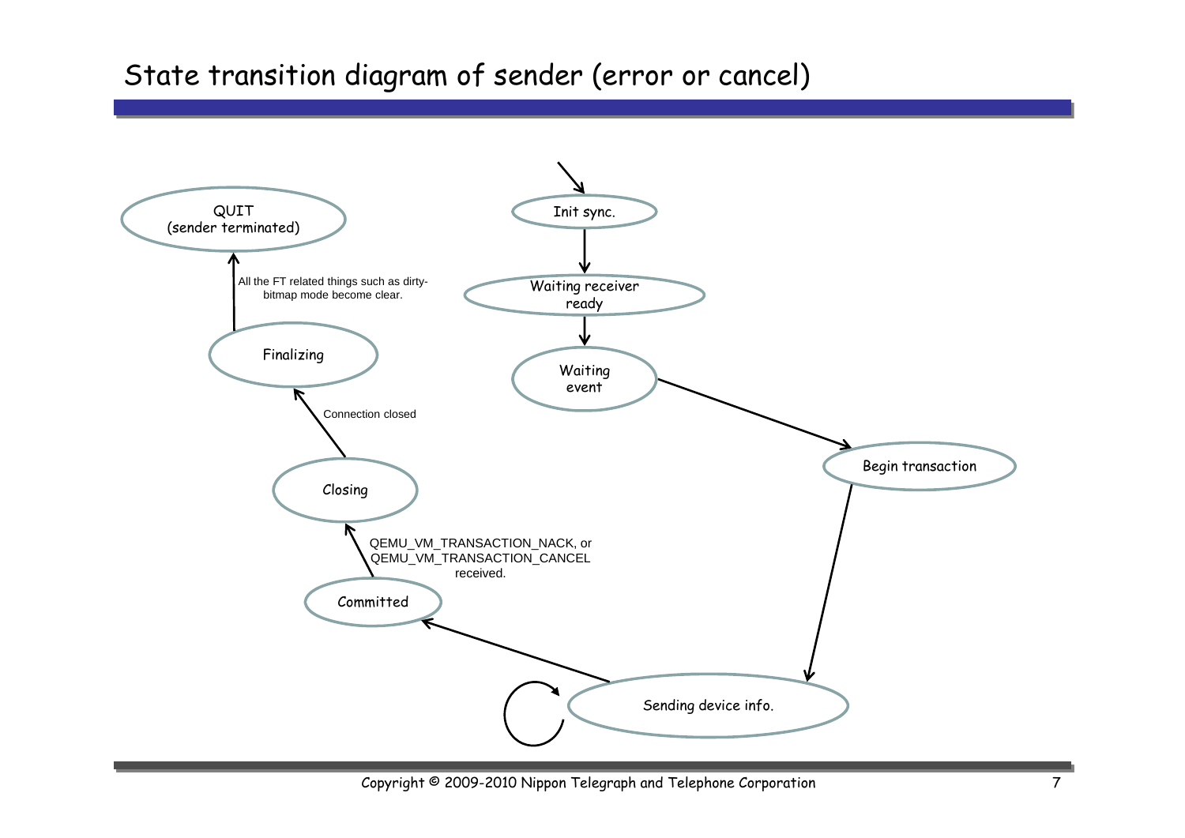# State transition diagram of sender (error or cancel)

QUIT
(sender terminated)

All the FT related things such as dirty-bitmap mode become clear.

Finalizing

Connection closed

Closing

QEMU_VM_TRANSACTION_NACK, or QEMU_VM_TRANSACTION_CANCEL received.

Committed

Init sync.

Waiting receiver ready

Waiting event

Begin transaction

Sending device info.

Copyright © 2009-2010 Nippon Telegraph and Telephone Corporation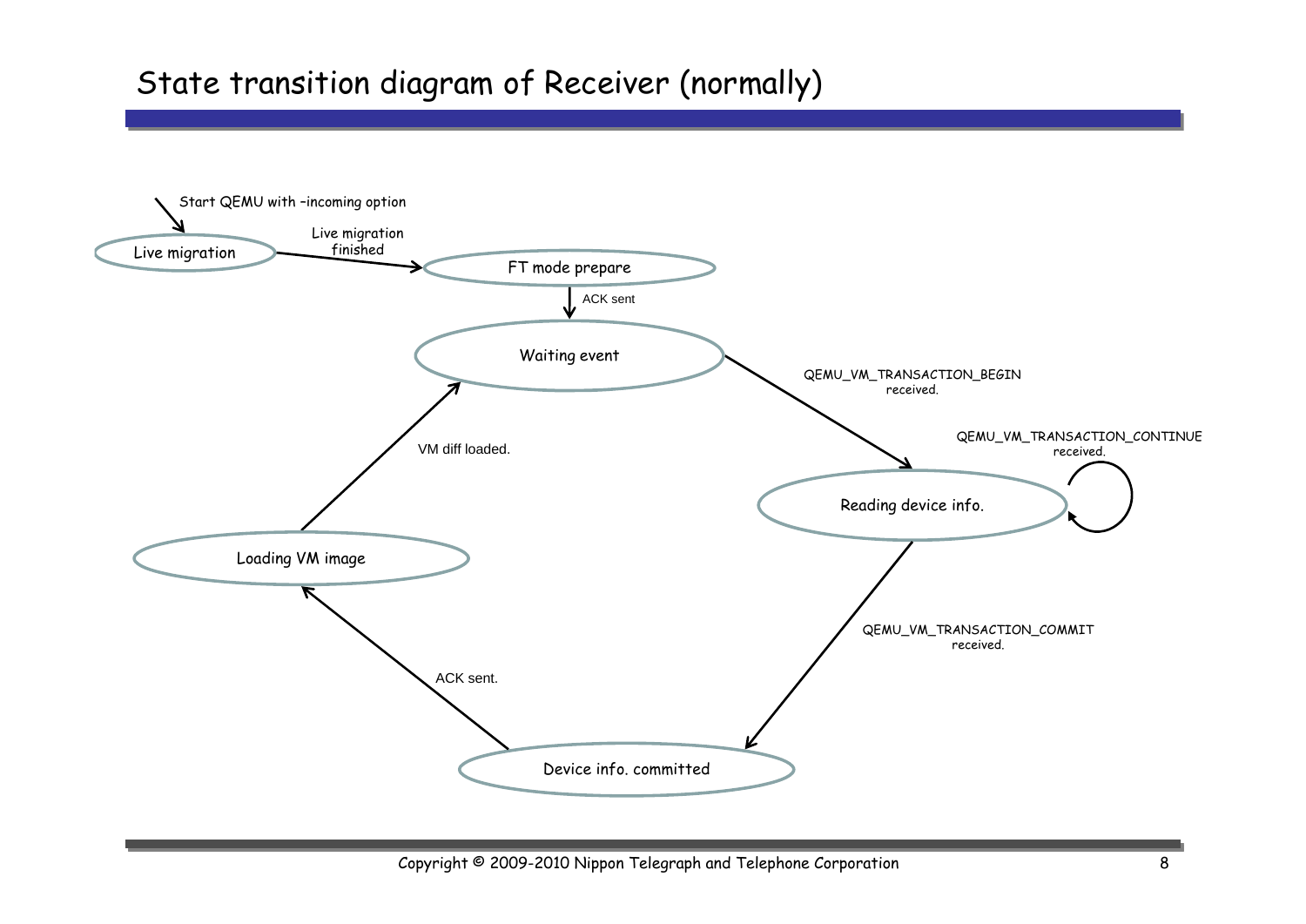# State transition diagram of Receiver (normally)

Start QEMU with -incoming option

Live migration

Live migration finished

FT mode prepare

ACK sent

Waiting event

QEMU_VM_TRANSACTION_BEGIN received.

QEMU_VM_TRANSACTION_CONTINUE received.

Reading device info.

QEMU_VM_TRANSACTION_COMMIT received.

Device info. committed

ACK sent.

Loading VM image

VM diff loaded.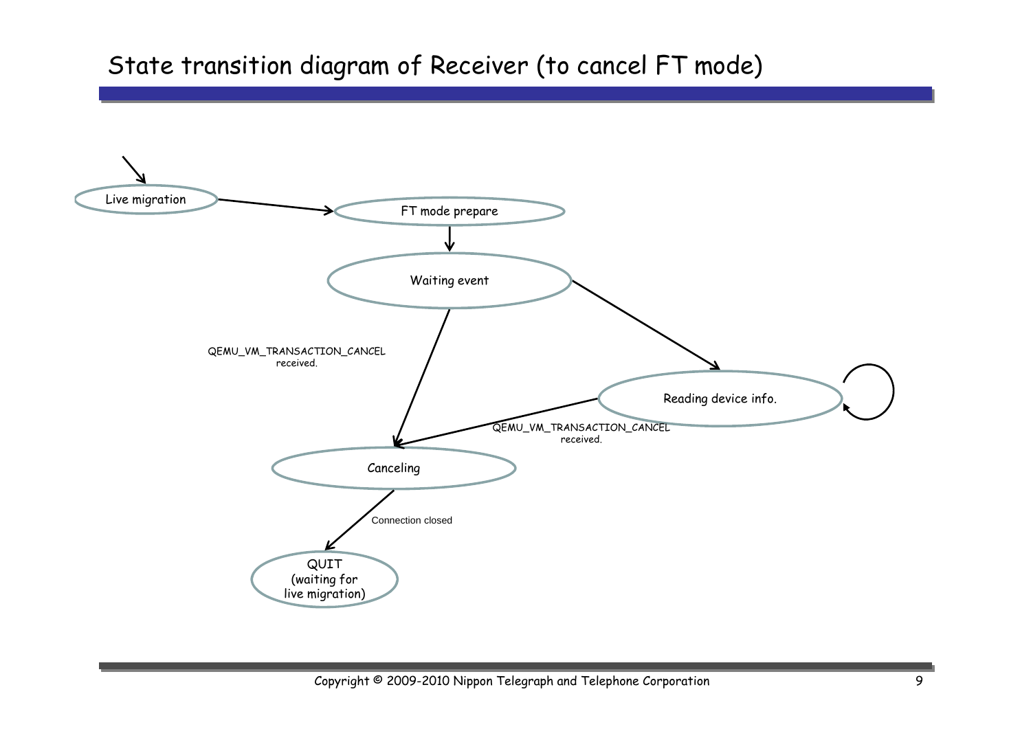# State transition diagram of Receiver (to cancel FT mode)

Live migration

FT mode prepare

Waiting event

QEMU_VM_TRANSACTION_CANCEL received.

Reading device info.

QEMU_VM_TRANSACTION_CANCEL received.

Canceling

Connection closed

QUIT (waiting for live migration)

Copyright © 2009-2010 Nippon Telegraph and Telephone Corporation